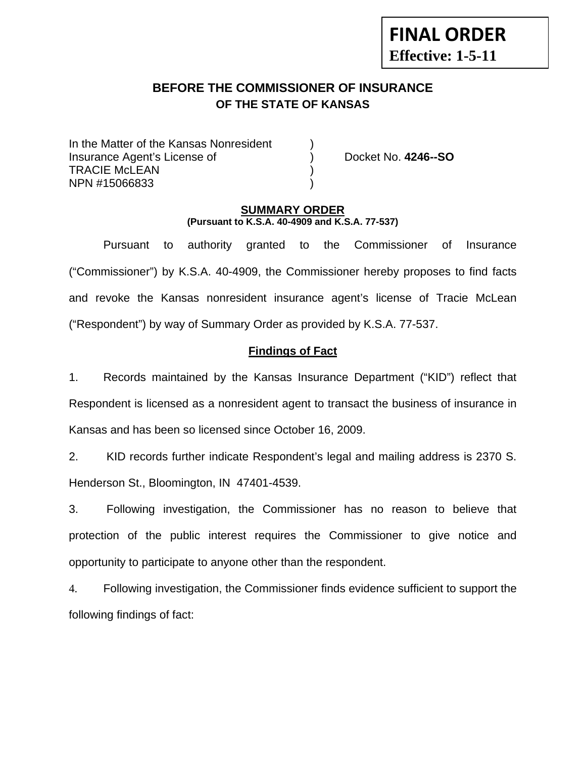**FINAL ORDER**
**Effective: 1-5-11**

# BEFORE THE COMMISSIONER OF INSURANCE
## OF THE STATE OF KANSAS

| | | |
|---|---|---|
| In the Matter of the Kansas Nonresident | ) | |
| Insurance Agent's License of | ) | Docket No. **4246--SO** |
| TRACIE McLEAN | ) | |
| NPN #15066833 | ) | |

**SUMMARY ORDER**
**(Pursuant to K.S.A. 40-4909 and K.S.A. 77-537)**

Pursuant to authority granted to the Commissioner of Insurance ("Commissioner") by K.S.A. 40-4909, the Commissioner hereby proposes to find facts and revoke the Kansas nonresident insurance agent's license of Tracie McLean ("Respondent") by way of Summary Order as provided by K.S.A. 77-537.

**Findings of Fact**

1. Records maintained by the Kansas Insurance Department ("KID") reflect that Respondent is licensed as a nonresident agent to transact the business of insurance in Kansas and has been so licensed since October 16, 2009.

2. KID records further indicate Respondent's legal and mailing address is 2370 S. Henderson St., Bloomington, IN 47401-4539.

3. Following investigation, the Commissioner has no reason to believe that protection of the public interest requires the Commissioner to give notice and opportunity to participate to anyone other than the respondent.

4. Following investigation, the Commissioner finds evidence sufficient to support the following findings of fact: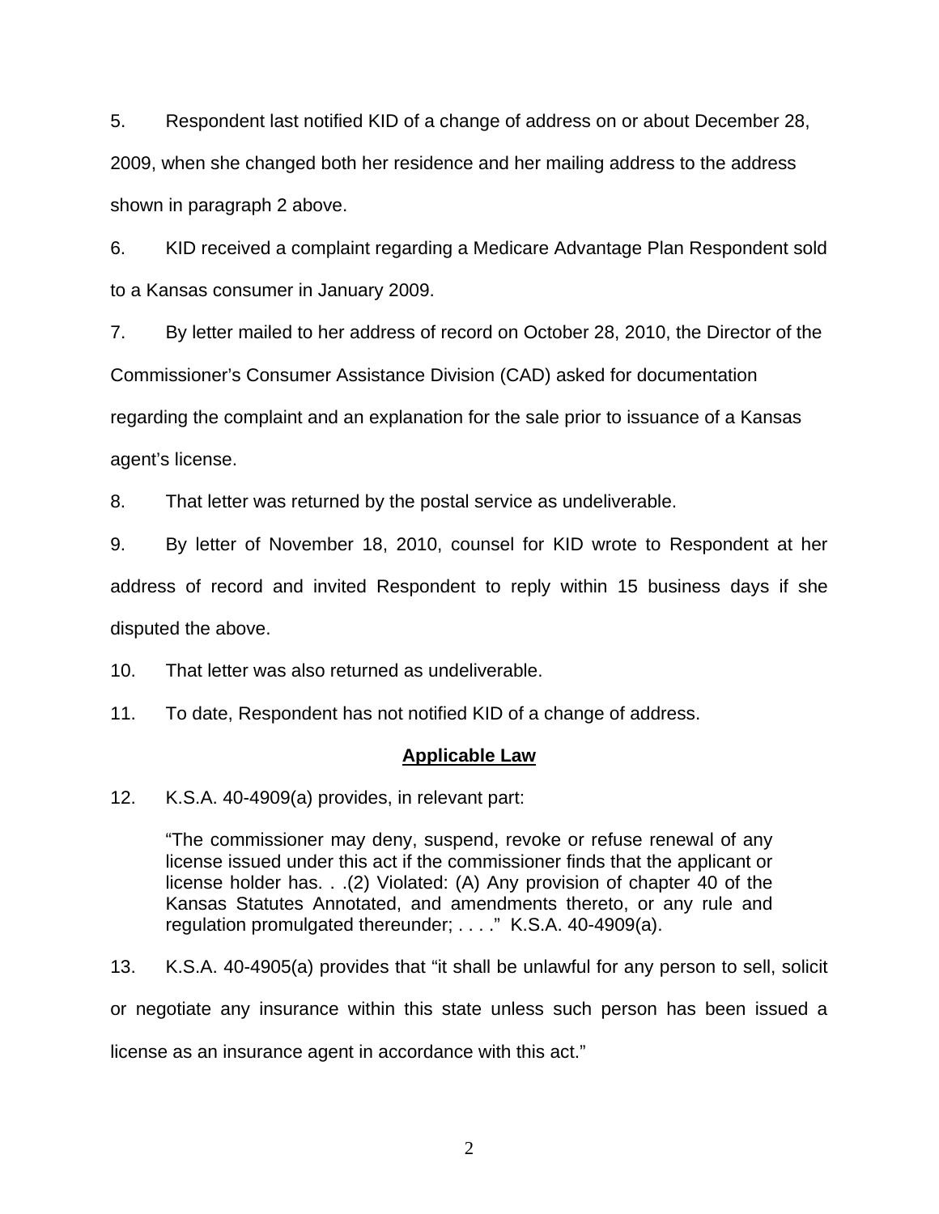5. Respondent last notified KID of a change of address on or about December 28, 2009, when she changed both her residence and her mailing address to the address shown in paragraph 2 above.

6. KID received a complaint regarding a Medicare Advantage Plan Respondent sold to a Kansas consumer in January 2009.

7. By letter mailed to her address of record on October 28, 2010, the Director of the Commissioner's Consumer Assistance Division (CAD) asked for documentation regarding the complaint and an explanation for the sale prior to issuance of a Kansas agent's license.

8. That letter was returned by the postal service as undeliverable.

9. By letter of November 18, 2010, counsel for KID wrote to Respondent at her address of record and invited Respondent to reply within 15 business days if she disputed the above.

10. That letter was also returned as undeliverable.

11. To date, Respondent has not notified KID of a change of address.

## Applicable Law

12. K.S.A. 40-4909(a) provides, in relevant part:

> "The commissioner may deny, suspend, revoke or refuse renewal of any license issued under this act if the commissioner finds that the applicant or license holder has. . .(2) Violated: (A) Any provision of chapter 40 of the Kansas Statutes Annotated, and amendments thereto, or any rule and regulation promulgated thereunder; . . . ." K.S.A. 40-4909(a).

13. K.S.A. 40-4905(a) provides that "it shall be unlawful for any person to sell, solicit or negotiate any insurance within this state unless such person has been issued a license as an insurance agent in accordance with this act."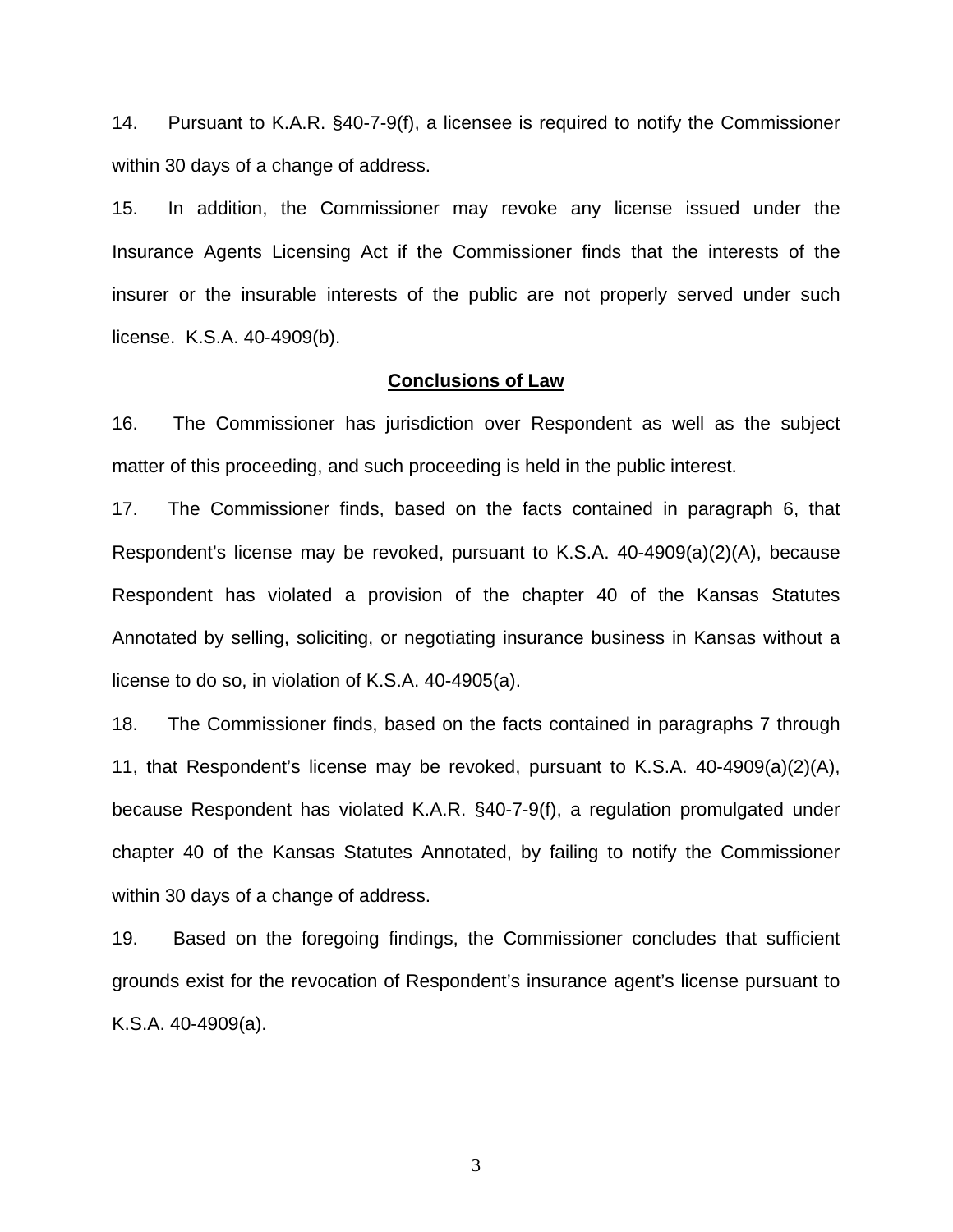14. Pursuant to K.A.R. §40-7-9(f), a licensee is required to notify the Commissioner within 30 days of a change of address.

15. In addition, the Commissioner may revoke any license issued under the Insurance Agents Licensing Act if the Commissioner finds that the interests of the insurer or the insurable interests of the public are not properly served under such license. K.S.A. 40-4909(b).

## Conclusions of Law

16. The Commissioner has jurisdiction over Respondent as well as the subject matter of this proceeding, and such proceeding is held in the public interest.

17. The Commissioner finds, based on the facts contained in paragraph 6, that Respondent's license may be revoked, pursuant to K.S.A. 40-4909(a)(2)(A), because Respondent has violated a provision of the chapter 40 of the Kansas Statutes Annotated by selling, soliciting, or negotiating insurance business in Kansas without a license to do so, in violation of K.S.A. 40-4905(a).

18. The Commissioner finds, based on the facts contained in paragraphs 7 through 11, that Respondent's license may be revoked, pursuant to K.S.A. 40-4909(a)(2)(A), because Respondent has violated K.A.R. §40-7-9(f), a regulation promulgated under chapter 40 of the Kansas Statutes Annotated, by failing to notify the Commissioner within 30 days of a change of address.

19. Based on the foregoing findings, the Commissioner concludes that sufficient grounds exist for the revocation of Respondent's insurance agent's license pursuant to K.S.A. 40-4909(a).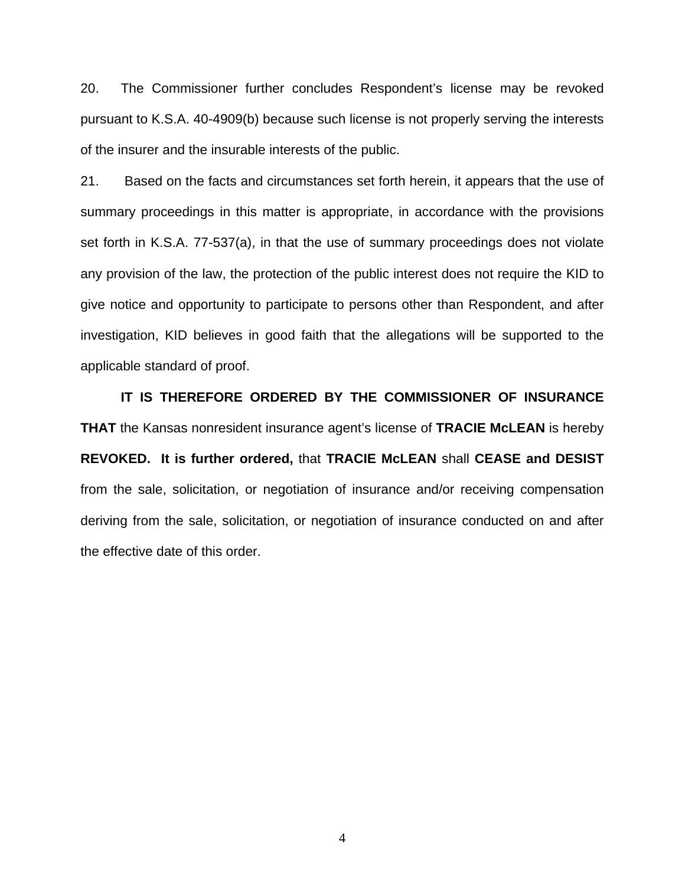20. The Commissioner further concludes Respondent's license may be revoked pursuant to K.S.A. 40-4909(b) because such license is not properly serving the interests of the insurer and the insurable interests of the public.

21. Based on the facts and circumstances set forth herein, it appears that the use of summary proceedings in this matter is appropriate, in accordance with the provisions set forth in K.S.A. 77-537(a), in that the use of summary proceedings does not violate any provision of the law, the protection of the public interest does not require the KID to give notice and opportunity to participate to persons other than Respondent, and after investigation, KID believes in good faith that the allegations will be supported to the applicable standard of proof.

**IT IS THEREFORE ORDERED BY THE COMMISSIONER OF INSURANCE THAT** the Kansas nonresident insurance agent's license of **TRACIE McLEAN** is hereby **REVOKED. It is further ordered,** that **TRACIE McLEAN** shall **CEASE and DESIST** from the sale, solicitation, or negotiation of insurance and/or receiving compensation deriving from the sale, solicitation, or negotiation of insurance conducted on and after the effective date of this order.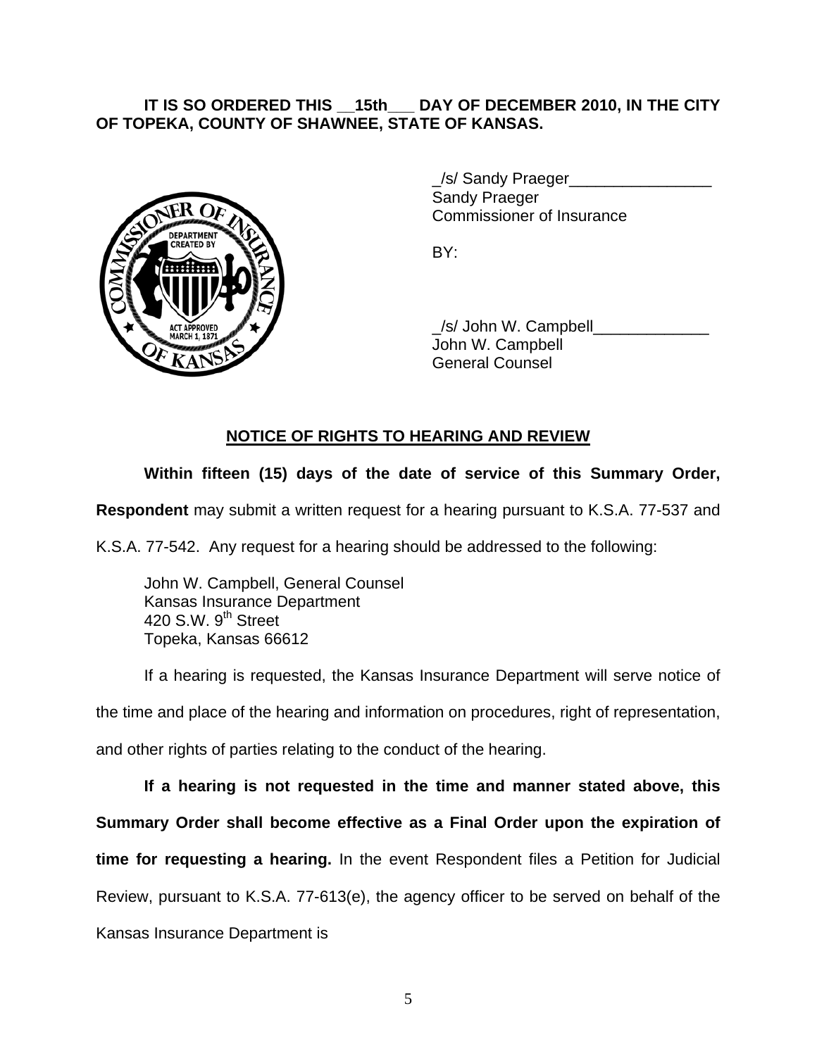**IT IS SO ORDERED THIS __15th___ DAY OF DECEMBER 2010, IN THE CITY OF TOPEKA, COUNTY OF SHAWNEE, STATE OF KANSAS.**

_/s/ Sandy Praeger________________
Sandy Praeger
Commissioner of Insurance

BY:

_/s/ John W. Campbell_____________
John W. Campbell
General Counsel

## NOTICE OF RIGHTS TO HEARING AND REVIEW

**Within fifteen (15) days of the date of service of this Summary Order, Respondent** may submit a written request for a hearing pursuant to K.S.A. 77-537 and K.S.A. 77-542. Any request for a hearing should be addressed to the following:

John W. Campbell, General Counsel
Kansas Insurance Department
420 S.W. 9th Street
Topeka, Kansas 66612

If a hearing is requested, the Kansas Insurance Department will serve notice of the time and place of the hearing and information on procedures, right of representation, and other rights of parties relating to the conduct of the hearing.

**If a hearing is not requested in the time and manner stated above, this Summary Order shall become effective as a Final Order upon the expiration of time for requesting a hearing.** In the event Respondent files a Petition for Judicial Review, pursuant to K.S.A. 77-613(e), the agency officer to be served on behalf of the Kansas Insurance Department is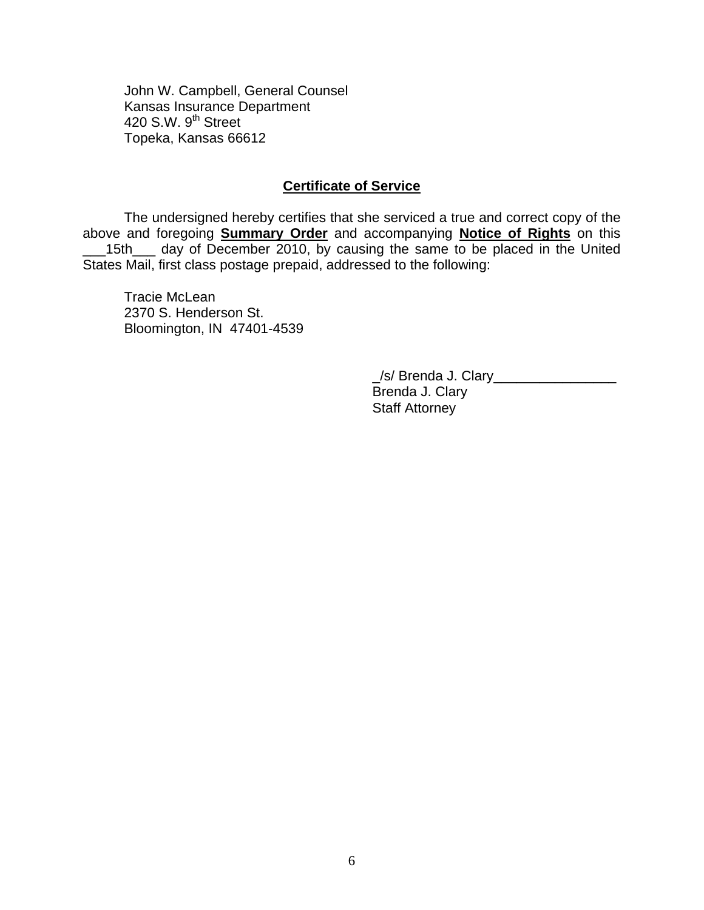John W. Campbell, General Counsel
Kansas Insurance Department
420 S.W. 9th Street
Topeka, Kansas 66612

**Certificate of Service**

The undersigned hereby certifies that she serviced a true and correct copy of the above and foregoing **Summary Order** and accompanying **Notice of Rights** on this ___15th___ day of December 2010, by causing the same to be placed in the United States Mail, first class postage prepaid, addressed to the following:

Tracie McLean
2370 S. Henderson St.
Bloomington, IN 47401-4539

_/s/ Brenda J. Clary________________
Brenda J. Clary
Staff Attorney